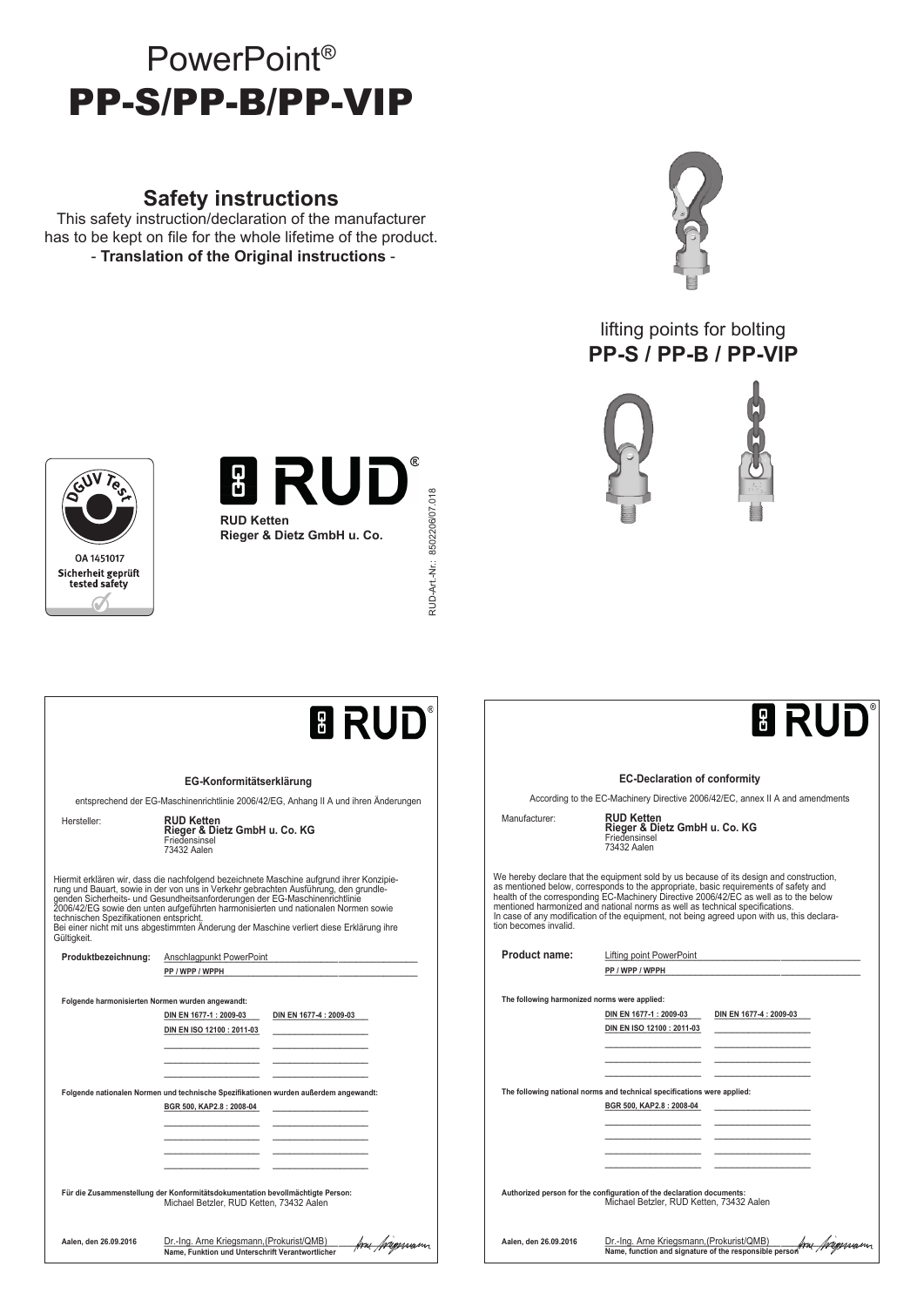# PowerPoint®

# PP-S/PP-B/PP-VIP

## Safety instructions

This safety instruction/declaration of the manufacturer has to be kept on file for the whole lifetime of the product.

- **Translation of the Original instructions** -

lifting points for bolting

**PP-S / PP-B / PP-VIP**

DGUV Test

OA 1451017

Sicherheit geprüft
tested safety

RUD®

**RUD Ketten**
**Rieger & Dietz GmbH u. Co.**

RUD-Art.-Nr.: 8502206/07.018

---

RUD®

### EG-Konformitätserklärung

entsprechend der EG-Maschinenrichtlinie 2006/42/EG, Anhang II A und ihren Änderungen

Hersteller: **RUD Ketten**
**Rieger & Dietz GmbH u. Co. KG**
Friedensinsel
73432 Aalen

Hiermit erklären wir, dass die nachfolgend bezeichnete Maschine aufgrund ihrer Konzipierung und Bauart, sowie in der von uns in Verkehr gebrachten Ausführung, den grundlegenden Sicherheits- und Gesundheitsanforderungen der EG-Maschinenrichtlinie 2006/42/EG sowie den unten aufgeführten harmonisierten und nationalen Normen sowie technischen Spezifikationen entspricht.
Bei einer nicht mit uns abgestimmten Änderung der Maschine verliert diese Erklärung ihre Gültigkeit.

**Produktbezeichnung:** Anschlagpunkt PowerPoint
**PP / WPP / WPPH**

**Folgende harmonisierten Normen wurden angewandt:**

| | |
|---|---|
| DIN EN 1677-1 : 2009-03 | DIN EN 1677-4 : 2009-03 |
| DIN EN ISO 12100 : 2011-03 | |

**Folgende nationalen Normen und technische Spezifikationen wurden außerdem angewandt:**

BGR 500, KAP2.8 : 2008-04

**Für die Zusammenstellung der Konformitätsdokumentation bevollmächtigte Person:**
Michael Betzler, RUD Ketten, 73432 Aalen

**Aalen, den 26.09.2016** Dr.-Ing. Arne Kriegsmann,(Prokurist/QMB)
**Name, Funktion und Unterschrift Verantwortlicher**

---

RUD®

### EC-Declaration of conformity

According to the EC-Machinery Directive 2006/42/EC, annex II A and amendments

Manufacturer: **RUD Ketten**
**Rieger & Dietz GmbH u. Co. KG**
Friedensinsel
73432 Aalen

We hereby declare that the equipment sold by us because of its design and construction, as mentioned below, corresponds to the appropriate, basic requirements of safety and health of the corresponding EC-Machinery Directive 2006/42/EC as well as to the below mentioned harmonized and national norms as well as technical specifications.
In case of any modification of the equipment, not being agreed upon with us, this declaration becomes invalid.

**Product name:** Lifting point PowerPoint
**PP / WPP / WPPH**

**The following harmonized norms were applied:**

| | |
|---|---|
| DIN EN 1677-1 : 2009-03 | DIN EN 1677-4 : 2009-03 |
| DIN EN ISO 12100 : 2011-03 | |

**The following national norms and technical specifications were applied:**

BGR 500, KAP2.8 : 2008-04

**Authorized person for the configuration of the declaration documents:**
Michael Betzler, RUD Ketten, 73432 Aalen

**Aalen, den 26.09.2016** Dr.-Ing. Arne Kriegsmann,(Prokurist/QMB)
**Name, function and signature of the responsible person**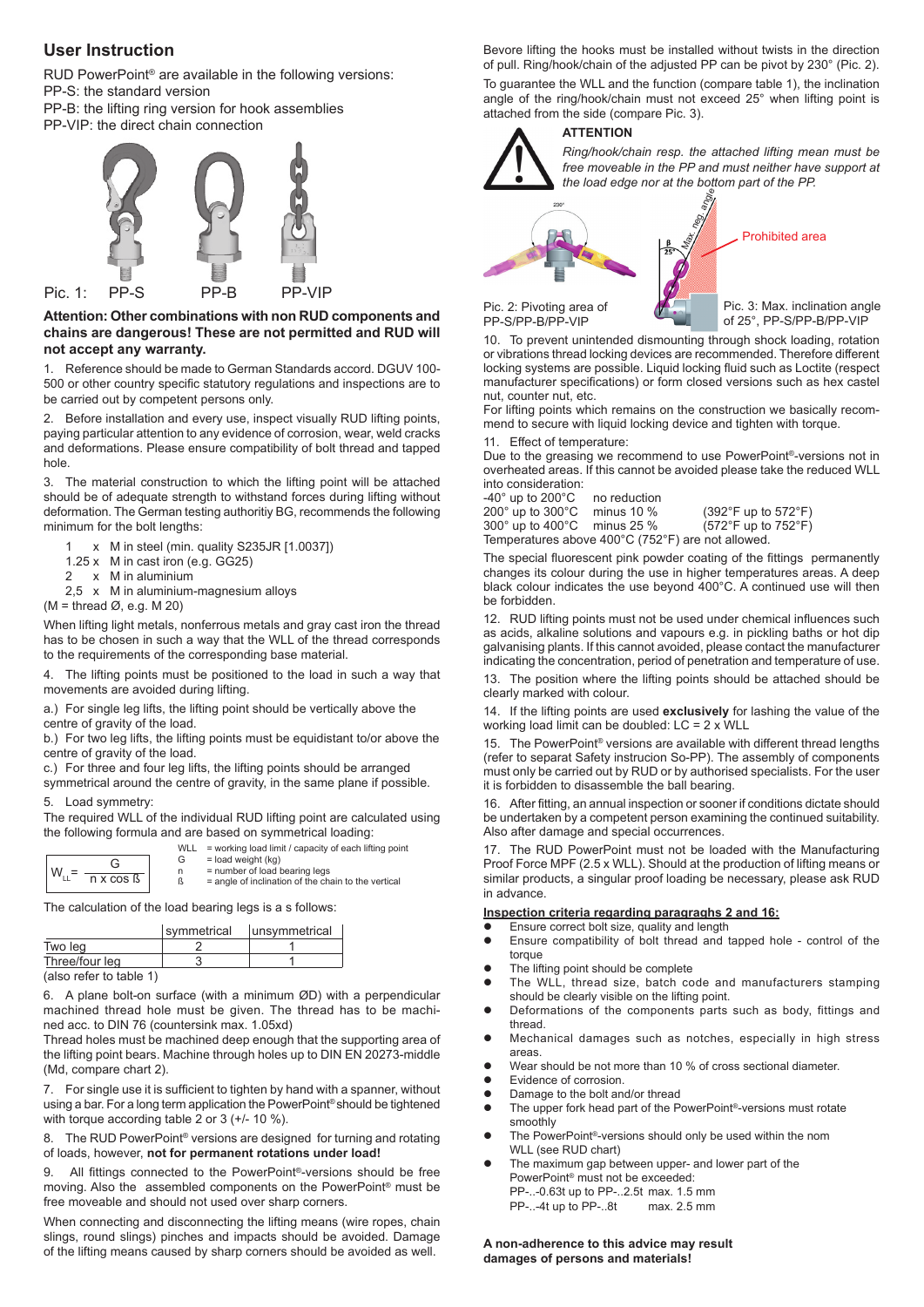## User Instruction

RUD PowerPoint® are available in the following versions:
PP-S: the standard version
PP-B: the lifting ring version for hook assemblies
PP-VIP: the direct chain connection

Pic. 1: PP-S PP-B PP-VIP

**Attention: Other combinations with non RUD components and chains are dangerous! These are not permitted and RUD will not accept any warranty.**

1. Reference should be made to German Standards accord. DGUV 100-500 or other country specific statutory regulations and inspections are to be carried out by competent persons only.

2. Before installation and every use, inspect visually RUD lifting points, paying particular attention to any evidence of corrosion, wear, weld cracks and deformations. Please ensure compatibility of bolt thread and tapped hole.

3. The material construction to which the lifting point will be attached should be of adequate strength to withstand forces during lifting without deformation. The German testing authoritiy BG, recommends the following minimum for the bolt lengths:

- 1 x M in steel (min. quality S235JR [1.0037])
- 1.25 x M in cast iron (e.g. GG25)
- 2 x M in aluminium
- 2,5 x M in aluminium-magnesium alloys

(M = thread Ø, e.g. M 20)

When lifting light metals, nonferrous metals and gray cast iron the thread has to be chosen in such a way that the WLL of the thread corresponds to the requirements of the corresponding base material.

4. The lifting points must be positioned to the load in such a way that movements are avoided during lifting.

a.) For single leg lifts, the lifting point should be vertically above the centre of gravity of the load.
b.) For two leg lifts, the lifting points must be equidistant to/or above the centre of gravity of the load.
c.) For three and four leg lifts, the lifting points should be arranged symmetrical around the centre of gravity, in the same plane if possible.

5. Load symmetry:
The required WLL of the individual RUD lifting point are calculated using the following formula and are based on symmetrical loading:

$$W_{LL} = \frac{G}{n \times \cos ß}$$

WLL = working load limit / capacity of each lifting point
G = load weight (kg)
n = number of load bearing legs
ß = angle of inclination of the chain to the vertical

The calculation of the load bearing legs is a s follows:

| | symmetrical | unsymmetrical |
|---|---|---|
| Two leg | 2 | 1 |
| Three/four leg | 3 | 1 |

(also refer to table 1)

6. A plane bolt-on surface (with a minimum ØD) with a perpendicular machined thread hole must be given. The thread has to be machined acc. to DIN 76 (countersink max. 1.05xd)
Thread holes must be machined deep enough that the supporting area of the lifting point bears. Machine through holes up to DIN EN 20273-middle (Md, compare chart 2).

7. For single use it is sufficient to tighten by hand with a spanner, without using a bar. For a long term application the PowerPoint® should be tightened with torque according table 2 or 3 (+/- 10 %).

8. The RUD PowerPoint® versions are designed for turning and rotating of loads, however, **not for permanent rotations under load!**

9. All fittings connected to the PowerPoint®-versions should be free moving. Also the assembled components on the PowerPoint® must be free moveable and should not used over sharp corners.

When connecting and disconnecting the lifting means (wire ropes, chain slings, round slings) pinches and impacts should be avoided. Damage of the lifting means caused by sharp corners should be avoided as well.

Bevore lifting the hooks must be installed without twists in the direction of pull. Ring/hook/chain of the adjusted PP can be pivot by 230° (Pic. 2).

To guarantee the WLL and the function (compare table 1), the inclination angle of the ring/hook/chain must not exceed 25° when lifting point is attached from the side (compare Pic. 3).

**ATTENTION**

*Ring/hook/chain resp. the attached lifting mean must be free moveable in the PP and must neither have support at the load edge nor at the bottom part of the PP.*

230°

Max. neg. angle

β 25°

Prohibited area

Pic. 2: Pivoting area of PP-S/PP-B/PP-VIP

Pic. 3: Max. inclination angle of 25°, PP-S/PP-B/PP-VIP

10. To prevent unintended dismounting through shock loading, rotation or vibrations thread locking devices are recommended. Therefore different locking systems are possible. Liquid locking fluid such as Loctite (respect manufacturer specifications) or form closed versions such as hex castel nut, counter nut, etc.
For lifting points which remains on the construction we basically recommend to secure with liquid locking device and tighten with torque.

11. Effect of temperature:
Due to the greasing we recommend to use PowerPoint®-versions not in overheated areas. If this cannot be avoided please take the reduced WLL into consideration:

| | | |
|---|---|---|
| -40° up to 200°C | no reduction | |
| 200° up to 300°C | minus 10 % | (392°F up to 572°F) |
| 300° up to 400°C | minus 25 % | (572°F up to 752°F) |

Temperatures above 400°C (752°F) are not allowed.

The special fluorescent pink powder coating of the fittings permanently changes its colour during the use in higher temperatures areas. A deep black colour indicates the use beyond 400°C. A continued use will then be forbidden.

12. RUD lifting points must not be used under chemical influences such as acids, alkaline solutions and vapours e.g. in pickling baths or hot dip galvanising plants. If this cannot avoided, please contact the manufacturer indicating the concentration, period of penetration and temperature of use.

13. The position where the lifting points should be attached should be clearly marked with colour.

14. If the lifting points are used **exclusively** for lashing the value of the working load limit can be doubled: LC = 2 x WLL

15. The PowerPoint® versions are available with different thread lengths (refer to separat Safety instrucion So-PP). The assembly of components must only be carried out by RUD or by authorised specialists. For the user it is forbidden to disassemble the ball bearing.

16. After fitting, an annual inspection or sooner if conditions dictate should be undertaken by a competent person examining the continued suitability. Also after damage and special occurences.

17. The RUD PowerPoint must not be loaded with the Manufacturing Proof Force MPF (2.5 x WLL). Should at the production of lifting means or similar products, a singular proof loading be necessary, please ask RUD in advance.

**Inspection criteria regarding paragraphs 2 and 16:**

- Ensure correct bolt size, quality and length
- Ensure compatibility of bolt thread and tapped hole - control of the torque
- The lifting point should be complete
- The WLL, thread size, batch code and manufacturers stamping should be clearly visible on the lifting point.
- Deformations of the components parts such as body, fittings and thread.
- Mechanical damages such as notches, especially in high stress areas.
- Wear should be not more than 10 % of cross sectional diameter.
- Evidence of corrosion.
- Damage to the bolt and/or thread
- The upper fork head part of the PowerPoint®-versions must rotate smoothly
- The PowerPoint®-versions should only be used within the nom WLL (see RUD chart)
- The maximum gap between upper- and lower part of the PowerPoint® must not be exceeded:
  PP-..-0.63t up to PP-..2.5t max. 1.5 mm
  PP-..-4t up to PP-..8t max. 2.5 mm

**A non-adherence to this advice may result damages of persons and materials!**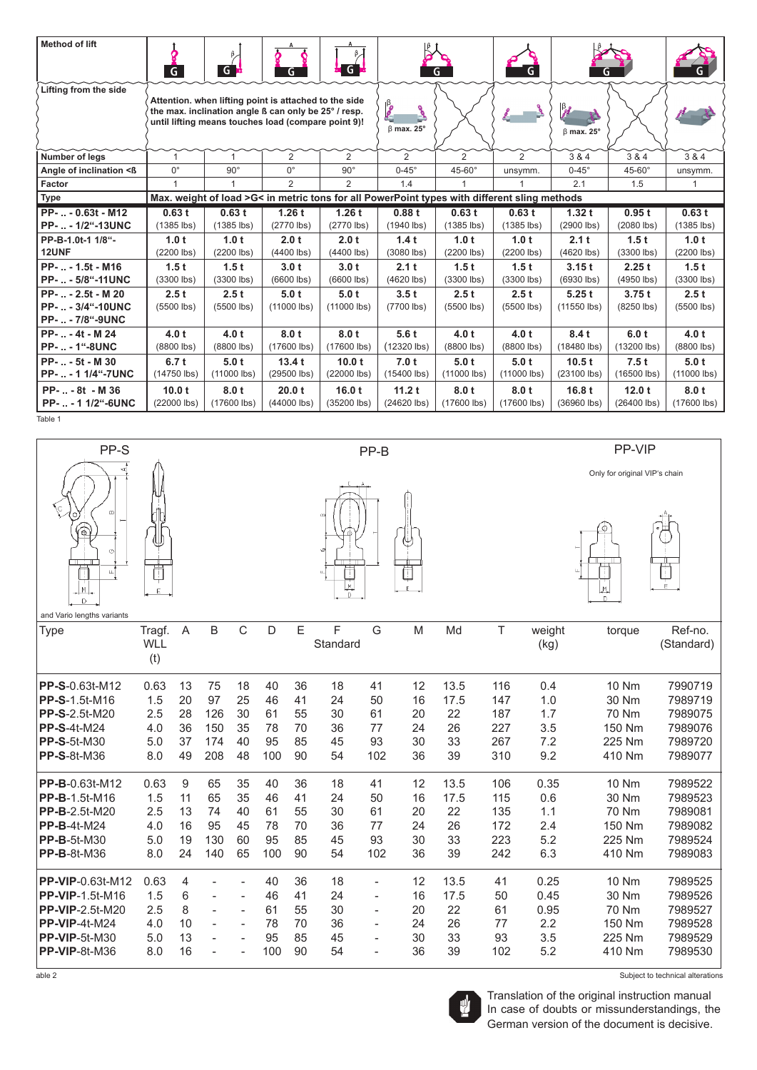| Method of lift | | | | | | | | | | |
|---|---|---|---|---|---|---|---|---|---|---|
| Lifting from the side | Attention. when lifting point is attached to the side the max. inclination angle ß can only be 25° / resp. until lifting means touches load (compare point 9)! | | | | β max. 25° | | | β max. 25° | | |
| Number of legs | 1 | 1 | 2 | 2 | 2 | 2 | 2 | 3 & 4 | 3 & 4 | 3 & 4 |
| Angle of inclination <ß | 0° | 90° | 0° | 90° | 0-45° | 45-60° | unsymm. | 0-45° | 45-60° | unsymm. |
| Factor | 1 | 1 | 2 | 2 | 1.4 | 1 | 1 | 2.1 | 1.5 | 1 |
| Type | Max. weight of load >G< in metric tons for all PowerPoint types with different sling methods | | | | | | | | | |
| PP- .. - 0.63t - M12 PP- .. - 1/2"-13UNC | 0.63 t (1385 lbs) | 0.63 t (1385 lbs) | 1.26 t (2770 lbs) | 1.26 t (2770 lbs) | 0.88 t (1940 lbs) | 0.63 t (1385 lbs) | 0.63 t (1385 lbs) | 1.32 t (2900 lbs) | 0.95 t (2080 lbs) | 0.63 t (1385 lbs) |
| PP-B-1.0t-1 1/8"-12UNF | 1.0 t (2200 lbs) | 1.0 t (2200 lbs) | 2.0 t (4400 lbs) | 2.0 t (4400 lbs) | 1.4 t (3080 lbs) | 1.0 t (2200 lbs) | 1.0 t (2200 lbs) | 2.1 t (4620 lbs) | 1.5 t (3300 lbs) | 1.0 t (2200 lbs) |
| PP- .. - 1.5t - M16 PP- .. - 5/8"-11UNC | 1.5 t (3300 lbs) | 1.5 t (3300 lbs) | 3.0 t (6600 lbs) | 3.0 t (6600 lbs) | 2.1 t (4620 lbs) | 1.5 t (3300 lbs) | 1.5 t (3300 lbs) | 3.15 t (6930 lbs) | 2.25 t (4950 lbs) | 1.5 t (3300 lbs) |
| PP- .. - 2.5t - M 20 PP- .. - 3/4"-10UNC PP- .. - 7/8"-9UNC | 2.5 t (5500 lbs) | 2.5 t (5500 lbs) | 5.0 t (11000 lbs) | 5.0 t (11000 lbs) | 3.5 t (7700 lbs) | 2.5 t (5500 lbs) | 2.5 t (5500 lbs) | 5.25 t (11550 lbs) | 3.75 t (8250 lbs) | 2.5 t (5500 lbs) |
| PP- .. - 4t - M 24 PP- .. - 1"-8UNC | 4.0 t (8800 lbs) | 4.0 t (8800 lbs) | 8.0 t (17600 lbs) | 8.0 t (17600 lbs) | 5.6 t (12320 lbs) | 4.0 t (8800 lbs) | 4.0 t (8800 lbs) | 8.4 t (18480 lbs) | 6.0 t (13200 lbs) | 4.0 t (8800 lbs) |
| PP- .. - 5t - M 30 PP- .. - 1 1/4"-7UNC | 6.7 t (14750 lbs) | 5.0 t (11000 lbs) | 13.4 t (29500 lbs) | 10.0 t (22000 lbs) | 7.0 t (15400 lbs) | 5.0 t (11000 lbs) | 5.0 t (11000 lbs) | 10.5 t (23100 lbs) | 7.5 t (16500 lbs) | 5.0 t (11000 lbs) |
| PP- .. - 8t - M 36 PP- .. - 1 1/2"-6UNC | 10.0 t (22000 lbs) | 8.0 t (17600 lbs) | 20.0 t (44000 lbs) | 16.0 t (35200 lbs) | 11.2 t (24620 lbs) | 8.0 t (17600 lbs) | 8.0 t (17600 lbs) | 16.8 t (36960 lbs) | 12.0 t (26400 lbs) | 8.0 t (17600 lbs) |

Table 1

PP-S — PP-B — PP-VIP

Only for original VIP's chain

and Vario lengths variants

| Type | Tragf. WLL (t) | A | B | C | D | E | F Standard | G | M | Md | T | weight (kg) | torque | Ref-no. (Standard) |
|---|---|---|---|---|---|---|---|---|---|---|---|---|---|---|
| **PP-S**-0.63t-M12 | 0.63 | 13 | 75 | 18 | 40 | 36 | 18 | 41 | 12 | 13.5 | 116 | 0.4 | 10 Nm | 7990719 |
| **PP-S**-1.5t-M16 | 1.5 | 20 | 97 | 25 | 46 | 41 | 24 | 50 | 16 | 17.5 | 147 | 1.0 | 30 Nm | 7989719 |
| **PP-S**-2.5t-M20 | 2.5 | 28 | 126 | 30 | 61 | 55 | 30 | 61 | 20 | 22 | 187 | 1.7 | 70 Nm | 7989075 |
| **PP-S**-4t-M24 | 4.0 | 36 | 150 | 35 | 78 | 70 | 36 | 77 | 24 | 26 | 227 | 3.5 | 150 Nm | 7989076 |
| **PP-S**-5t-M30 | 5.0 | 37 | 174 | 40 | 95 | 85 | 45 | 93 | 30 | 33 | 267 | 7.2 | 225 Nm | 7989720 |
| **PP-S**-8t-M36 | 8.0 | 49 | 208 | 48 | 100 | 90 | 54 | 102 | 36 | 39 | 310 | 9.2 | 410 Nm | 7989077 |
| **PP-B**-0.63t-M12 | 0.63 | 9 | 65 | 35 | 40 | 36 | 18 | 41 | 12 | 13.5 | 106 | 0.35 | 10 Nm | 7989522 |
| **PP-B**-1.5t-M16 | 1.5 | 11 | 65 | 35 | 46 | 41 | 24 | 50 | 16 | 17.5 | 115 | 0.6 | 30 Nm | 7989523 |
| **PP-B**-2.5t-M20 | 2.5 | 13 | 74 | 40 | 61 | 55 | 30 | 61 | 20 | 22 | 135 | 1.1 | 70 Nm | 7989081 |
| **PP-B**-4t-M24 | 4.0 | 16 | 95 | 45 | 78 | 70 | 36 | 77 | 24 | 26 | 172 | 2.4 | 150 Nm | 7989082 |
| **PP-B**-5t-M30 | 5.0 | 19 | 130 | 60 | 95 | 85 | 45 | 93 | 30 | 33 | 223 | 5.2 | 225 Nm | 7989524 |
| **PP-B**-8t-M36 | 8.0 | 24 | 140 | 65 | 100 | 90 | 54 | 102 | 36 | 39 | 242 | 6.3 | 410 Nm | 7989083 |
| **PP-VIP**-0.63t-M12 | 0.63 | 4 | - | - | 40 | 36 | 18 | - | 12 | 13.5 | 41 | 0.25 | 10 Nm | 7989525 |
| **PP-VIP**-1.5t-M16 | 1.5 | 6 | - | - | 46 | 41 | 24 | - | 16 | 17.5 | 50 | 0.45 | 30 Nm | 7989526 |
| **PP-VIP**-2.5t-M20 | 2.5 | 8 | - | - | 61 | 55 | 30 | - | 20 | 22 | 61 | 0.95 | 70 Nm | 7989527 |
| **PP-VIP**-4t-M24 | 4.0 | 10 | - | - | 78 | 70 | 36 | - | 24 | 26 | 77 | 2.2 | 150 Nm | 7989528 |
| **PP-VIP**-5t-M30 | 5.0 | 13 | - | - | 95 | 85 | 45 | - | 30 | 33 | 93 | 3.5 | 225 Nm | 7989529 |
| **PP-VIP**-8t-M36 | 8.0 | 16 | - | - | 100 | 90 | 54 | - | 36 | 39 | 102 | 5.2 | 410 Nm | 7989530 |

able 2

Subject to technical alterations

Translation of the original instruction manual
In case of doubts or missunderstandings, the German version of the document is decisive.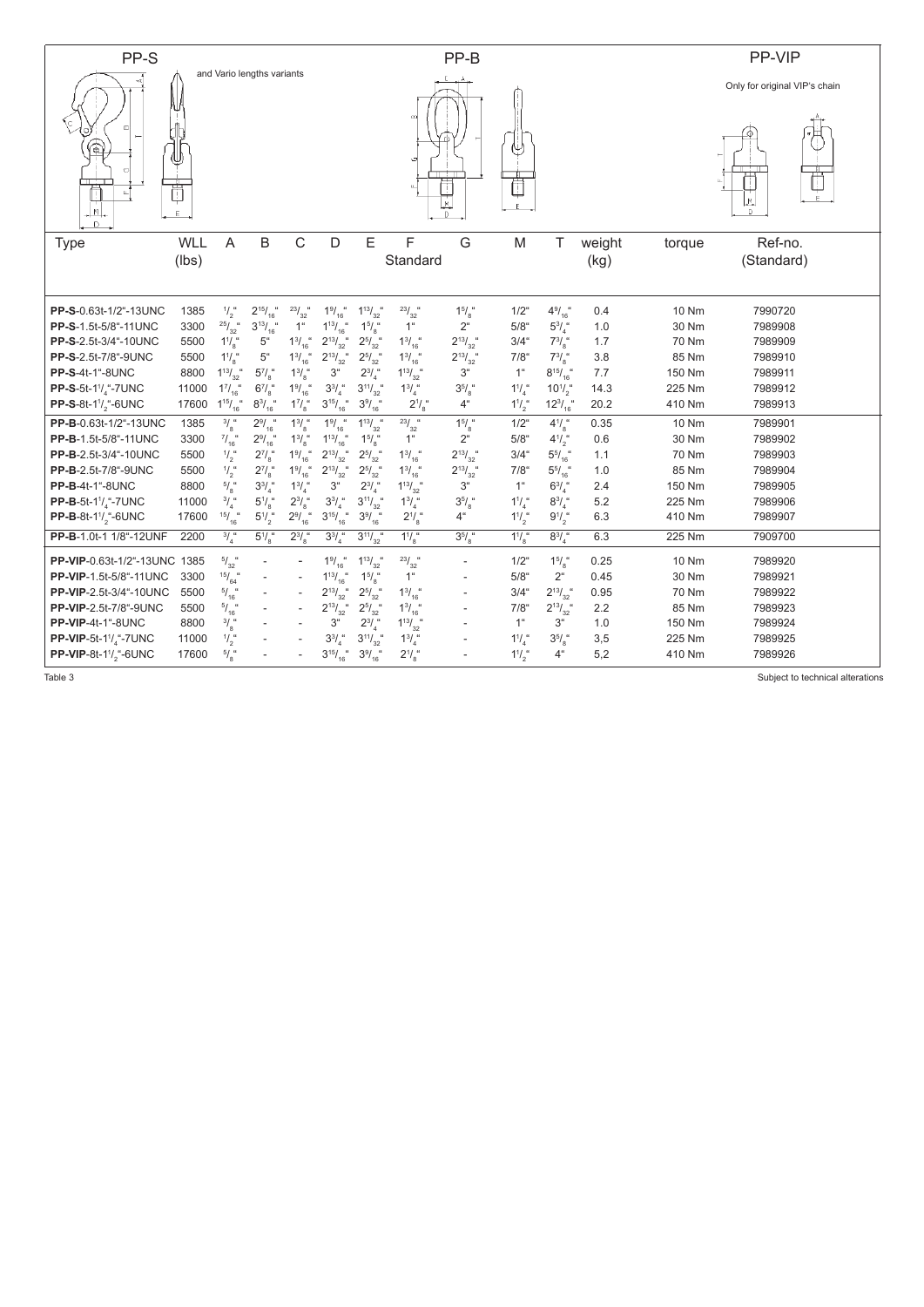| PP-S | | | | | | | PP-B | | | | | | PP-VIP |
|---|---|---|---|---|---|---|---|---|---|---|---|---|---|
| and Vario lengths variants | | | | | | | | | | | | | Only for original VIP's chain |
| Type | WLL (lbs) | A | B | C | D | E | F Standard | G | M | T | weight (kg) | torque | Ref-no. (Standard) |
| **PP-S**-0.63t-1/2"-13UNC | 1385 | 1/2" | 2 15/16" | 23/32" | 1 9/16" | 1 13/32" | 23/32" | 1 5/8" | 1/2" | 4 9/16" | 0.4 | 10 Nm | 7990720 |
| **PP-S**-1.5t-5/8"-11UNC | 3300 | 25/32" | 3 13/16" | 1" | 1 13/16" | 1 5/8" | 1" | 2" | 5/8" | 5 3/4" | 1.0 | 30 Nm | 7989908 |
| **PP-S**-2.5t-3/4"-10UNC | 5500 | 1 1/8" | 5" | 1 3/16" | 2 13/32" | 2 5/32" | 1 3/16" | 2 13/32" | 3/4" | 7 3/8" | 1.7 | 70 Nm | 7989909 |
| **PP-S**-2.5t-7/8"-9UNC | 5500 | 1 1/8" | 5" | 1 3/16" | 2 13/32" | 2 5/32" | 1 3/16" | 2 13/32" | 7/8" | 7 3/8" | 3.8 | 85 Nm | 7989910 |
| **PP-S**-4t-1"-8UNC | 8800 | 1 13/32" | 5 7/8" | 1 3/8" | 3" | 2 3/4" | 1 13/32" | 3" | 1" | 8 15/16" | 7.7 | 150 Nm | 7989911 |
| **PP-S**-5t-1 1/4"-7UNC | 11000 | 1 7/16" | 6 7/8" | 1 9/16" | 3 3/4" | 3 11/32" | 1 3/4" | 3 5/8" | 1 1/4" | 10 1/2" | 14.3 | 225 Nm | 7989912 |
| **PP-S**-8t-1 1/2"-6UNC | 17600 | 1 15/16" | 8 3/16" | 1 7/8" | 3 15/16" | 3 9/16" | 2 1/8" | 4" | 1 1/2" | 12 3/16" | 20.2 | 410 Nm | 7989913 |
| **PP-B**-0.63t-1/2"-13UNC | 1385 | 3/8" | 2 9/16" | 1 3/8" | 1 9/16" | 1 13/32" | 23/32" | 1 5/8" | 1/2" | 4 1/8" | 0.35 | 10 Nm | 7989901 |
| **PP-B**-1.5t-5/8"-11UNC | 3300 | 7/16" | 2 9/16" | 1 3/8" | 1 13/16" | 1 5/8" | 1" | 2" | 5/8" | 4 1/2" | 0.6 | 30 Nm | 7989902 |
| **PP-B**-2.5t-3/4"-10UNC | 5500 | 1/2" | 2 7/8" | 1 9/16" | 2 13/32" | 2 5/32" | 1 3/16" | 2 13/32" | 3/4" | 5 5/16" | 1.1 | 70 Nm | 7989903 |
| **PP-B**-2.5t-7/8"-9UNC | 5500 | 1/2" | 2 7/8" | 1 9/16" | 2 13/32" | 2 5/32" | 1 3/16" | 2 13/32" | 7/8" | 5 5/16" | 1.0 | 85 Nm | 7989904 |
| **PP-B**-4t-1"-8UNC | 8800 | 5/8" | 3 3/4" | 1 3/4" | 3" | 2 3/4" | 1 13/32" | 3" | 1" | 6 3/4" | 2.4 | 150 Nm | 7989905 |
| **PP-B**-5t-1 1/4"-7UNC | 11000 | 3/4" | 5 1/4" | 2 3/8" | 3 3/4" | 3 11/32" | 1 3/4" | 3 5/8" | 1 1/4" | 8 3/4" | 5.2 | 225 Nm | 7989906 |
| **PP-B**-8t-1 1/2"-6UNC | 17600 | 15/16" | 5 1/2" | 2 9/16" | 3 15/16" | 3 9/16" | 2 1/8" | 4" | 1 1/2" | 9 1/2" | 6.3 | 410 Nm | 7989907 |
| **PP-B**-1.0t-1 1/8"-12UNF | 2200 | 3/4" | 5 1/4" | 2 3/8" | 3 3/4" | 3 11/32" | 1 1/8" | 3 5/8" | 1 1/8" | 8 3/4" | 6.3 | 225 Nm | 7909700 |
| **PP-VIP**-0.63t-1/2"-13UNC | 1385 | 5/32" | - | - | 1 9/16" | 1 13/32" | 23/32" | - | 1/2" | 1 5/8" | 0.25 | 10 Nm | 7989920 |
| **PP-VIP**-1.5t-5/8"-11UNC | 3300 | 15/64" | - | - | 1 13/16" | 1 5/8" | 1" | - | 5/8" | 2" | 0.45 | 30 Nm | 7989921 |
| **PP-VIP**-2.5t-3/4"-10UNC | 5500 | 5/16" | - | - | 2 13/32" | 2 5/32" | 1 3/16" | - | 3/4" | 2 13/32" | 0.95 | 70 Nm | 7989922 |
| **PP-VIP**-2.5t-7/8"-9UNC | 5500 | 5/16" | - | - | 2 13/32" | 2 5/32" | 1 3/16" | - | 7/8" | 2 13/32" | 2.2 | 85 Nm | 7989923 |
| **PP-VIP**-4t-1"-8UNC | 8800 | 3/8" | - | - | 3" | 2 3/4" | 1 13/32" | - | 1" | 3" | 1.0 | 150 Nm | 7989924 |
| **PP-VIP**-5t-1 1/4"-7UNC | 11000 | 1/2" | - | - | 3 3/4" | 3 11/32" | 1 3/4" | - | 1 1/4" | 3 5/8" | 3,5 | 225 Nm | 7989925 |
| **PP-VIP**-8t-1 1/2"-6UNC | 17600 | 5/8" | - | - | 3 15/16" | 3 9/16" | 2 1/8" | - | 1 1/2" | 4" | 5,2 | 410 Nm | 7989926 |

Table 3

Subject to technical alterations